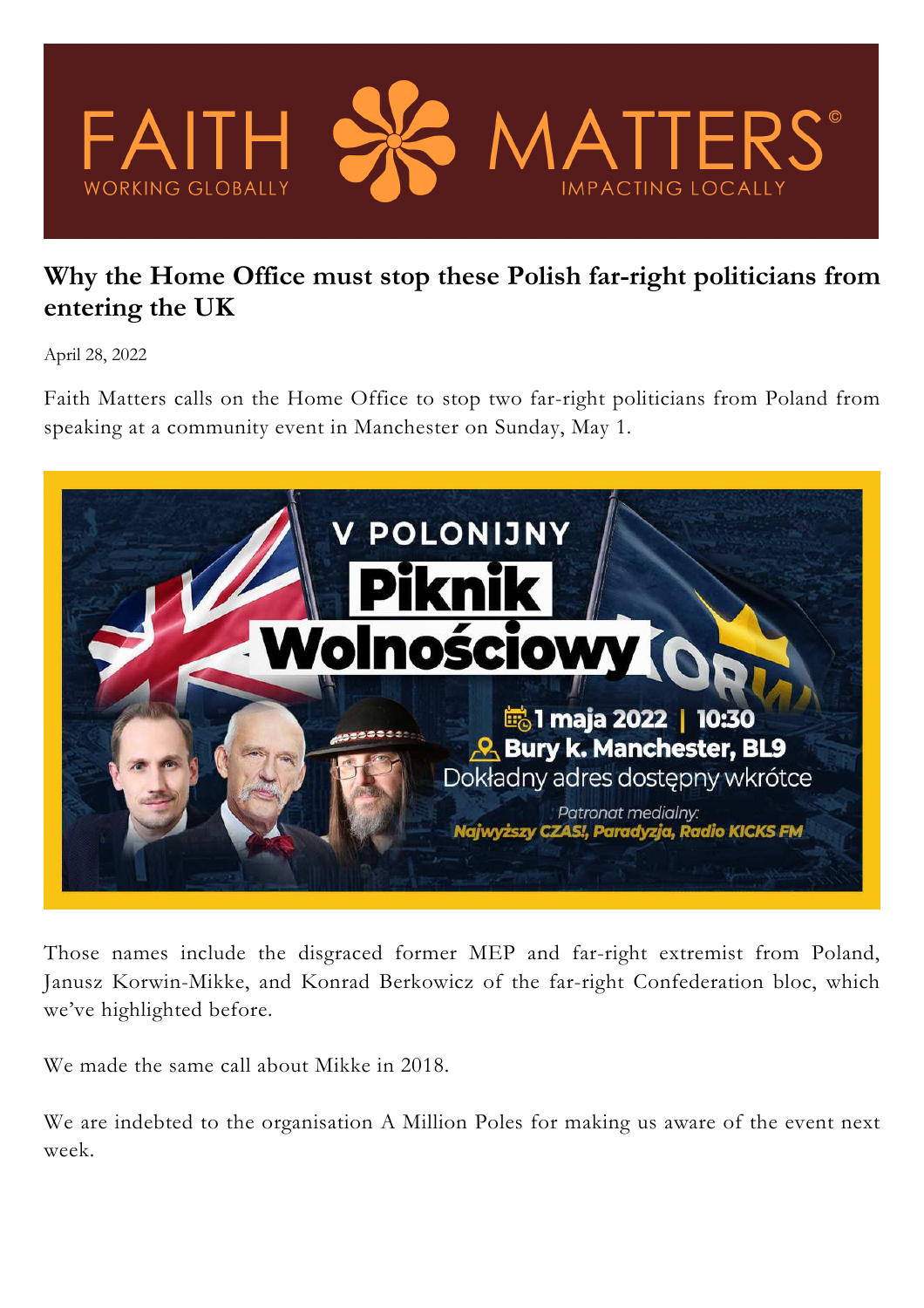# Why the Home Office must stop these Polish far-right politicians from entering the UK

April 28, 2022

Faith Matters calls on the Home Office to stop two far-right politicians from Poland from speaking at a community event in Manchester on Sunday, May 1.

V POLONIJNY **Piknik Wolnościowy**

1 maja 2022 | 10:30

Bury k. Manchester, BL9

Dokładny adres dostępny wkrótce

*Patronat medialny: Najwyższy CZAS!, Paradyzja, Radio KICKS FM*

Those names include the disgraced former MEP and far-right extremist from Poland, Janusz Korwin-Mikke, and Konrad Berkowicz of the far-right Confederation bloc, which we've highlighted before.

We made the same call about Mikke in 2018.

We are indebted to the organisation A Million Poles for making us aware of the event next week.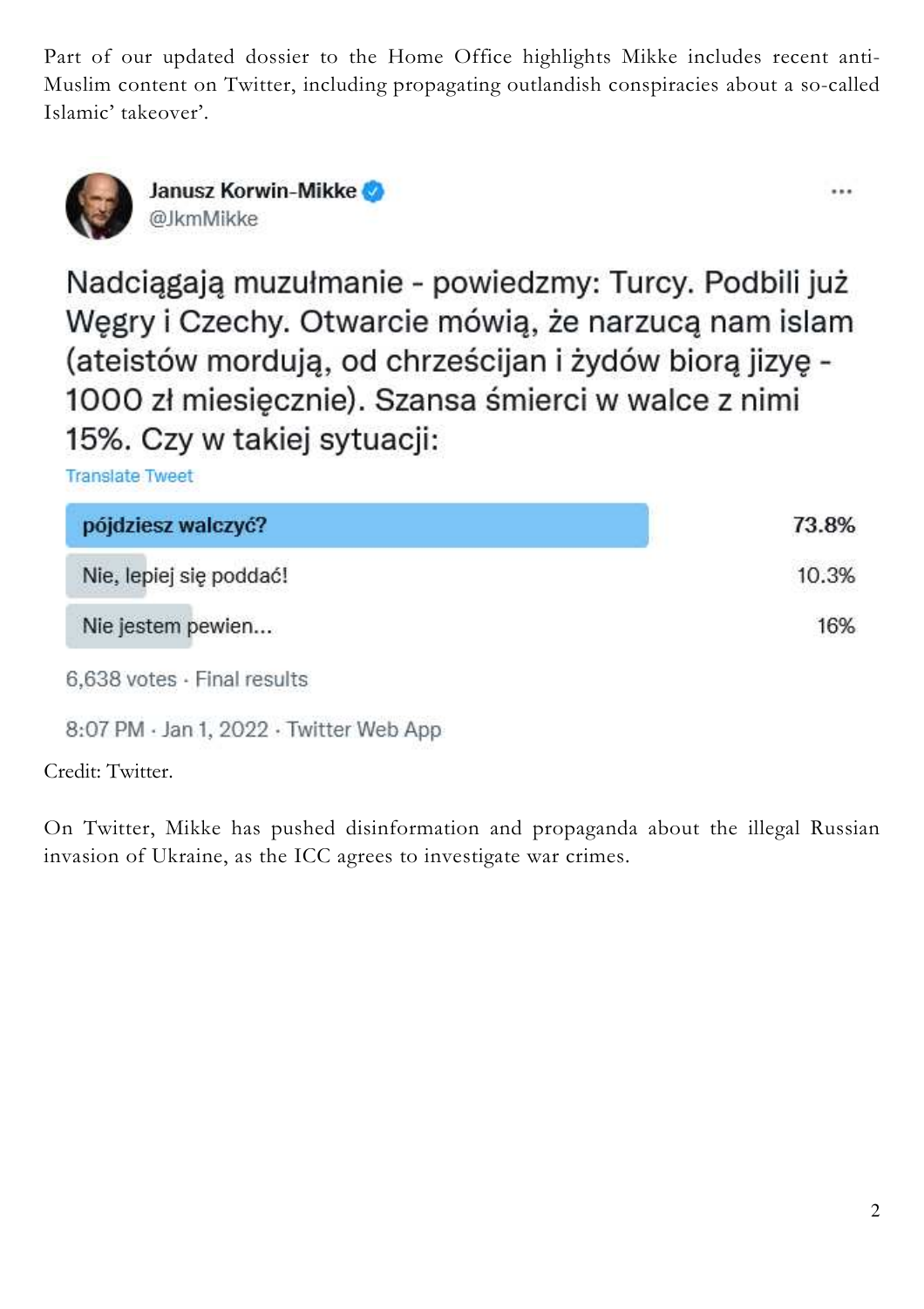Part of our updated dossier to the Home Office highlights Mikke includes recent anti-Muslim content on Twitter, including propagating outlandish conspiracies about a so-called Islamic' takeover'.

**Janusz Korwin-Mikke**
@JkmMikke

Nadciągają muzułmanie - powiedzmy: Turcy. Podbili już Węgry i Czechy. Otwarcie mówią, że narzucą nam islam (ateistów mordują, od chrześcijan i żydów biorą jizyę - 1000 zł miesięcznie). Szansa śmierci w walce z nimi 15%. Czy w takiej sytuacji:

Translate Tweet

| Option | Result |
|---|---|
| pójdziesz walczyć? | 73.8% |
| Nie, lepiej się poddać! | 10.3% |
| Nie jestem pewien... | 16% |

6,638 votes · Final results

8:07 PM · Jan 1, 2022 · Twitter Web App

Credit: Twitter.

On Twitter, Mikke has pushed disinformation and propaganda about the illegal Russian invasion of Ukraine, as the ICC agrees to investigate war crimes.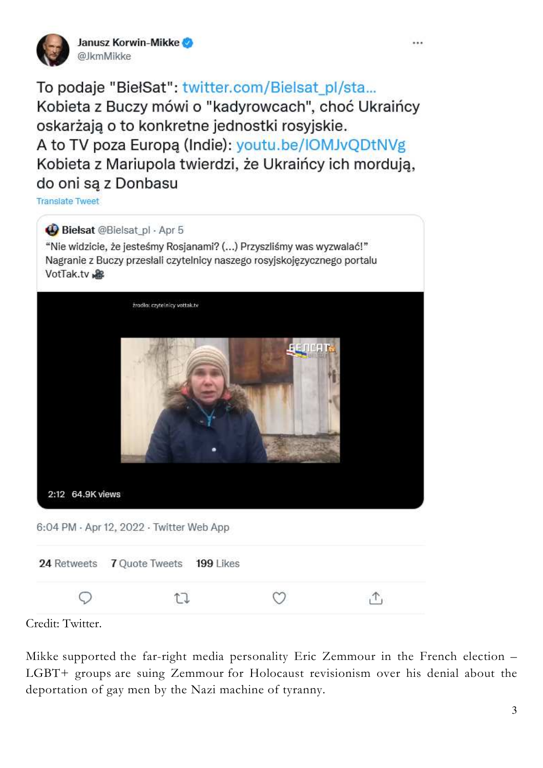**Janusz Korwin-Mikke** @JkmMikke

To podaje "BiełSat": twitter.com/Bielsat_pl/sta...
Kobieta z Buczy mówi o "kadyrowcach", choć Ukraińcy oskarżają o to konkretne jednostki rosyjskie.
A to TV poza Europą (Indie): youtu.be/lOMJvQDtNVg
Kobieta z Mariupola twierdzi, że Ukraińcy ich mordują, do oni są z Donbasu

Translate Tweet

> **Biełsat** @Bielsat_pl · Apr 5
> "Nie widzicie, że jesteśmy Rosjanami? (...) Przyszliśmy was wyzwalać!"
> Nagranie z Buczy przesłali czytelnicy naszego rosyjskojęzycznego portalu VotTak.tv
>
> źródło: czytelnicy vottak.tv
>
> 2:12 64.9K views

6:04 PM · Apr 12, 2022 · Twitter Web App

24 Retweets 7 Quote Tweets 199 Likes

Credit: Twitter.

Mikke supported the far-right media personality Eric Zemmour in the French election – LGBT+ groups are suing Zemmour for Holocaust revisionism over his denial about the deportation of gay men by the Nazi machine of tyranny.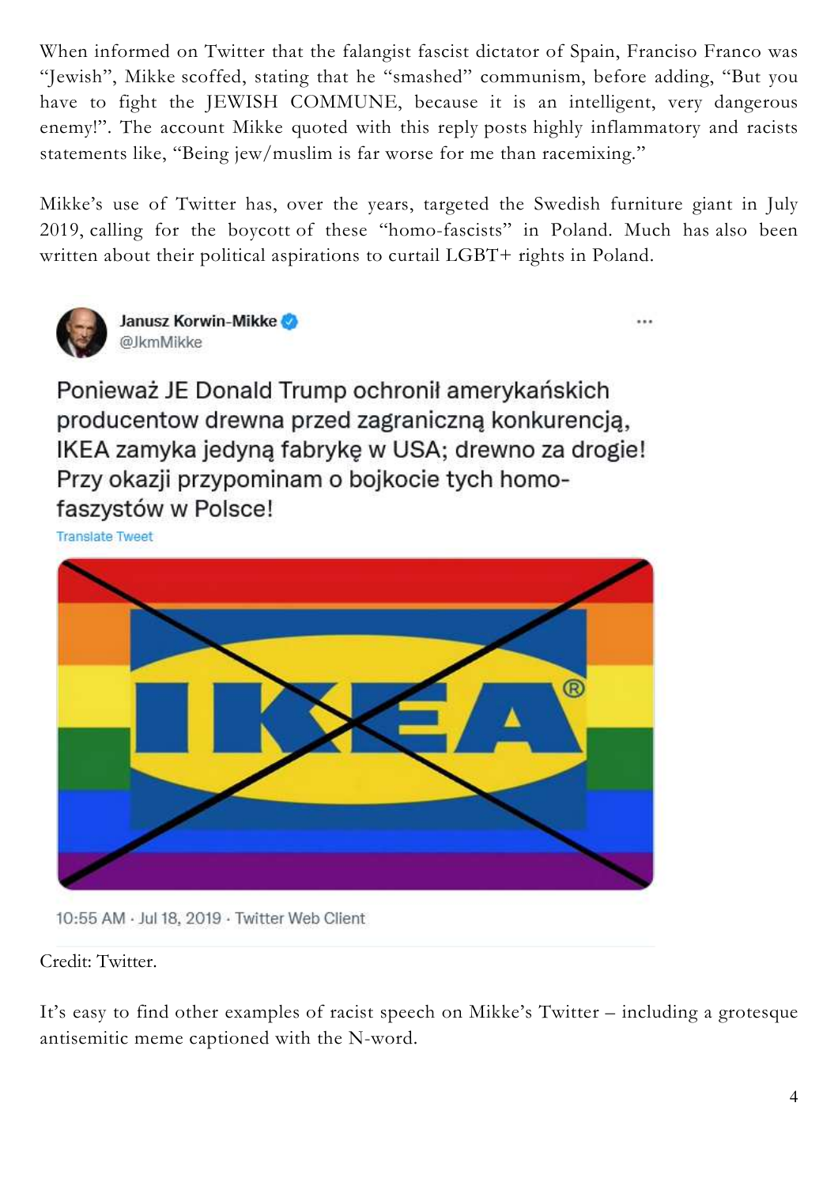When informed on Twitter that the falangist fascist dictator of Spain, Francisco Franco was "Jewish", Mikke scoffed, stating that he "smashed" communism, before adding, "But you have to fight the JEWISH COMMUNE, because it is an intelligent, very dangerous enemy!". The account Mikke quoted with this reply posts highly inflammatory and racists statements like, "Being jew/muslim is far worse for me than racemixing."

Mikke's use of Twitter has, over the years, targeted the Swedish furniture giant in July 2019, calling for the boycott of these "homo-fascists" in Poland. Much has also been written about their political aspirations to curtail LGBT+ rights in Poland.

**Janusz Korwin-Mikke**
@JkmMikke

Ponieważ JE Donald Trump ochronił amerykańskich producentow drewna przed zagraniczną konkurencją, IKEA zamyka jedyną fabrykę w USA; drewno za drogie! Przy okazji przypominam o bojkocie tych homo-faszystów w Polsce!

Translate Tweet

10:55 AM · Jul 18, 2019 · Twitter Web Client

Credit: Twitter.

It's easy to find other examples of racist speech on Mikke's Twitter – including a grotesque antisemitic meme captioned with the N-word.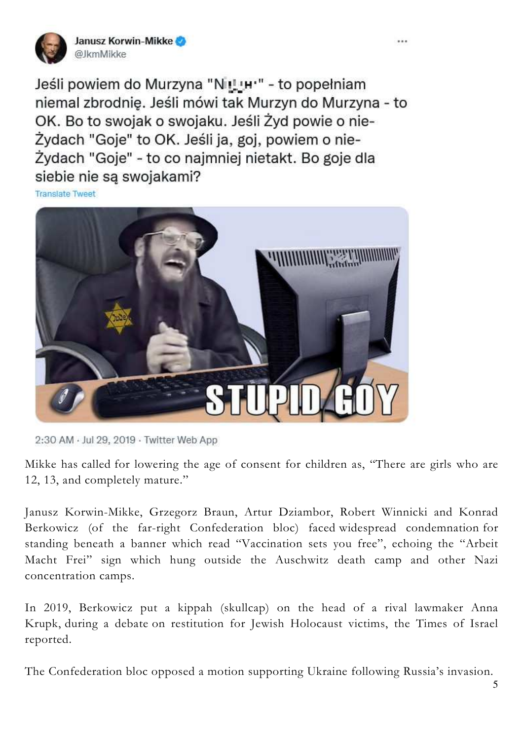**Janusz Korwin-Mikke** @JkmMikke

Jeśli powiem do Murzyna "N\*\*\*" - to popełniam niemal zbrodnię. Jeśli mówi tak Murzyn do Murzyna - to OK. Bo to swojak o swojaku. Jeśli Żyd powie o nie-Żydach "Goje" to OK. Jeśli ja, goj, powiem o nie-Żydach "Goje" - to co najmniej nietakt. Bo goje dla siebie nie są swojakami?

Translate Tweet

STUPID GOY

2:30 AM · Jul 29, 2019 · Twitter Web App

Mikke has called for lowering the age of consent for children as, "There are girls who are 12, 13, and completely mature."

Janusz Korwin-Mikke, Grzegorz Braun, Artur Dziambor, Robert Winnicki and Konrad Berkowicz (of the far-right Confederation bloc) faced widespread condemnation for standing beneath a banner which read "Vaccination sets you free", echoing the "Arbeit Macht Frei" sign which hung outside the Auschwitz death camp and other Nazi concentration camps.

In 2019, Berkowicz put a kippah (skullcap) on the head of a rival lawmaker Anna Krupk, during a debate on restitution for Jewish Holocaust victims, the Times of Israel reported.

The Confederation bloc opposed a motion supporting Ukraine following Russia's invasion.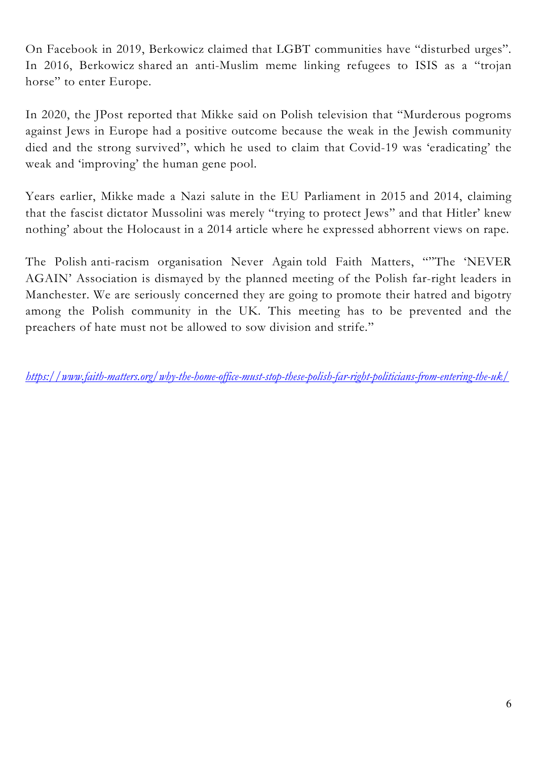On Facebook in 2019, Berkowicz claimed that LGBT communities have "disturbed urges". In 2016, Berkowicz shared an anti-Muslim meme linking refugees to ISIS as a "trojan horse" to enter Europe.

In 2020, the JPost reported that Mikke said on Polish television that "Murderous pogroms against Jews in Europe had a positive outcome because the weak in the Jewish community died and the strong survived", which he used to claim that Covid-19 was 'eradicating' the weak and 'improving' the human gene pool.

Years earlier, Mikke made a Nazi salute in the EU Parliament in 2015 and 2014, claiming that the fascist dictator Mussolini was merely "trying to protect Jews" and that Hitler' knew nothing' about the Holocaust in a 2014 article where he expressed abhorrent views on rape.

The Polish anti-racism organisation Never Again told Faith Matters, """The 'NEVER AGAIN' Association is dismayed by the planned meeting of the Polish far-right leaders in Manchester. We are seriously concerned they are going to promote their hatred and bigotry among the Polish community in the UK. This meeting has to be prevented and the preachers of hate must not be allowed to sow division and strife."

*https://www.faith-matters.org/why-the-home-office-must-stop-these-polish-far-right-politicians-from-entering-the-uk/*